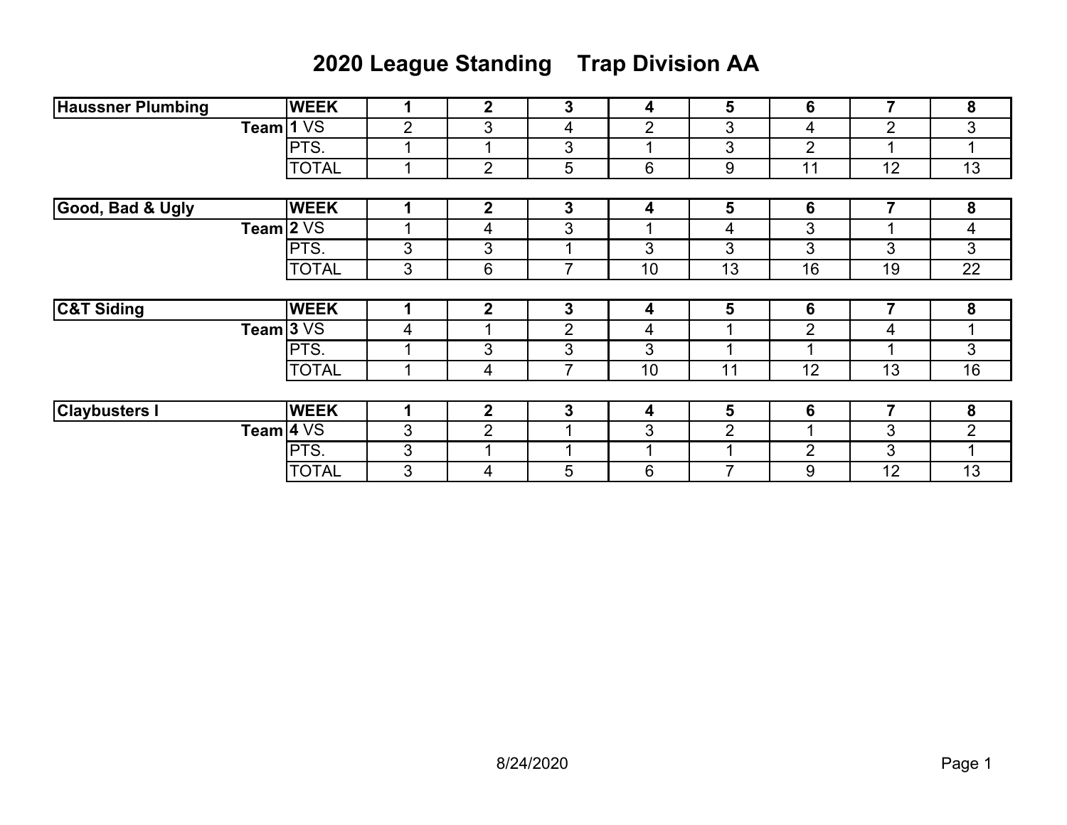# 2020 League Standing    Trap Division AA

| Haussner Plumbing | WEEK | 1 | 2 | 3 | 4 | 5 | 6 | 7 | 8 |
|---|---|---|---|---|---|---|---|---|---|
| Team | 1 VS | 2 | 3 | 4 | 2 | 3 | 4 | 2 | 3 |
| | PTS. | 1 | 1 | 3 | 1 | 3 | 2 | 1 | 1 |
| | TOTAL | 1 | 2 | 5 | 6 | 9 | 11 | 12 | 13 |

| Good, Bad & Ugly | WEEK | 1 | 2 | 3 | 4 | 5 | 6 | 7 | 8 |
|---|---|---|---|---|---|---|---|---|---|
| Team | 2 VS | 1 | 4 | 3 | 1 | 4 | 3 | 1 | 4 |
| | PTS. | 3 | 3 | 1 | 3 | 3 | 3 | 3 | 3 |
| | TOTAL | 3 | 6 | 7 | 10 | 13 | 16 | 19 | 22 |

| C&T Siding | WEEK | 1 | 2 | 3 | 4 | 5 | 6 | 7 | 8 |
|---|---|---|---|---|---|---|---|---|---|
| Team | 3 VS | 4 | 1 | 2 | 4 | 1 | 2 | 4 | 1 |
| | PTS. | 1 | 3 | 3 | 3 | 1 | 1 | 1 | 3 |
| | TOTAL | 1 | 4 | 7 | 10 | 11 | 12 | 13 | 16 |

| Claybusters I | WEEK | 1 | 2 | 3 | 4 | 5 | 6 | 7 | 8 |
|---|---|---|---|---|---|---|---|---|---|
| Team | 4 VS | 3 | 2 | 1 | 3 | 2 | 1 | 3 | 2 |
| | PTS. | 3 | 1 | 1 | 1 | 1 | 2 | 3 | 1 |
| | TOTAL | 3 | 4 | 5 | 6 | 7 | 9 | 12 | 13 |

8/24/2020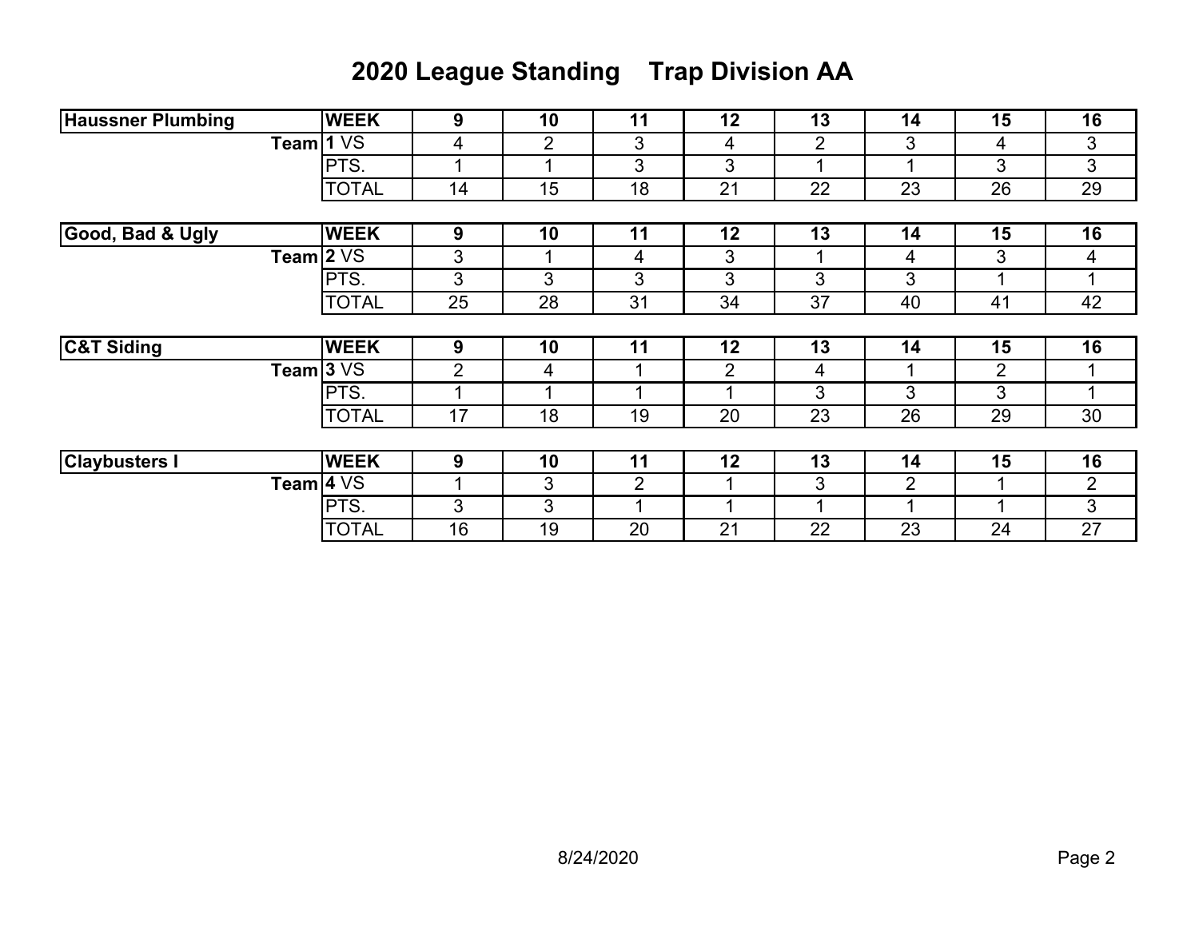# 2020 League Standing    Trap Division AA

| Haussner Plumbing | WEEK | 9 | 10 | 11 | 12 | 13 | 14 | 15 | 16 |
|---|---|---|---|---|---|---|---|---|---|
| Team | 1 VS | 4 | 2 | 3 | 4 | 2 | 3 | 4 | 3 |
| | PTS. | 1 | 1 | 3 | 3 | 1 | 1 | 3 | 3 |
| | TOTAL | 14 | 15 | 18 | 21 | 22 | 23 | 26 | 29 |

| Good, Bad & Ugly | WEEK | 9 | 10 | 11 | 12 | 13 | 14 | 15 | 16 |
|---|---|---|---|---|---|---|---|---|---|
| Team | 2 VS | 3 | 1 | 4 | 3 | 1 | 4 | 3 | 4 |
| | PTS. | 3 | 3 | 3 | 3 | 3 | 3 | 1 | 1 |
| | TOTAL | 25 | 28 | 31 | 34 | 37 | 40 | 41 | 42 |

| C&T Siding | WEEK | 9 | 10 | 11 | 12 | 13 | 14 | 15 | 16 |
|---|---|---|---|---|---|---|---|---|---|
| Team | 3 VS | 2 | 4 | 1 | 2 | 4 | 1 | 2 | 1 |
| | PTS. | 1 | 1 | 1 | 1 | 3 | 3 | 3 | 1 |
| | TOTAL | 17 | 18 | 19 | 20 | 23 | 26 | 29 | 30 |

| Claybusters I | WEEK | 9 | 10 | 11 | 12 | 13 | 14 | 15 | 16 |
|---|---|---|---|---|---|---|---|---|---|
| Team | 4 VS | 1 | 3 | 2 | 1 | 3 | 2 | 1 | 2 |
| | PTS. | 3 | 3 | 1 | 1 | 1 | 1 | 1 | 3 |
| | TOTAL | 16 | 19 | 20 | 21 | 22 | 23 | 24 | 27 |

8/24/2020